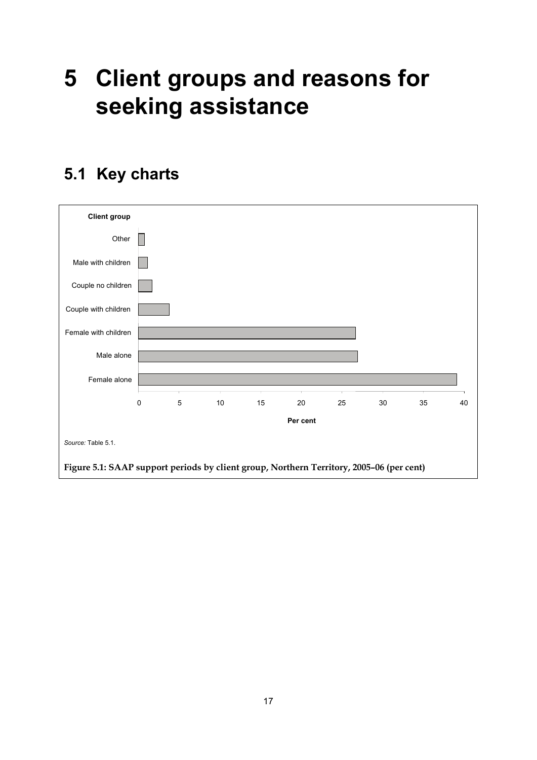# 5 Client groups and reasons for seeking assistance

## 5.1 Key charts

Client group

Other

Male with children

Couple no children

Couple with children

Female with children

Male alone

Female alone

0 5 10 15 20 25 30 35 40

Per cent

*Source:* Table 5.1.

**Figure 5.1: SAAP support periods by client group, Northern Territory, 2005–06 (per cent)**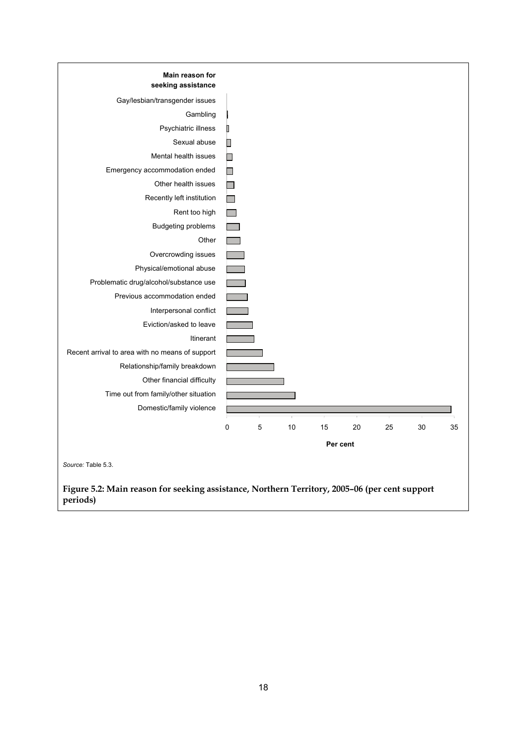**Main reason for seeking assistance**

| Main reason for seeking assistance |
|---|
| Gay/lesbian/transgender issues |
| Gambling |
| Psychiatric illness |
| Sexual abuse |
| Mental health issues |
| Emergency accommodation ended |
| Other health issues |
| Recently left institution |
| Rent too high |
| Budgeting problems |
| Other |
| Overcrowding issues |
| Physical/emotional abuse |
| Problematic drug/alcohol/substance use |
| Previous accommodation ended |
| Interpersonal conflict |
| Eviction/asked to leave |
| Itinerant |
| Recent arrival to area with no means of support |
| Relationship/family breakdown |
| Other financial difficulty |
| Time out from family/other situation |
| Domestic/family violence |

0 5 10 15 20 25 30 35

Per cent

*Source:* Table 5.3.

**Figure 5.2: Main reason for seeking assistance, Northern Territory, 2005–06 (per cent support periods)**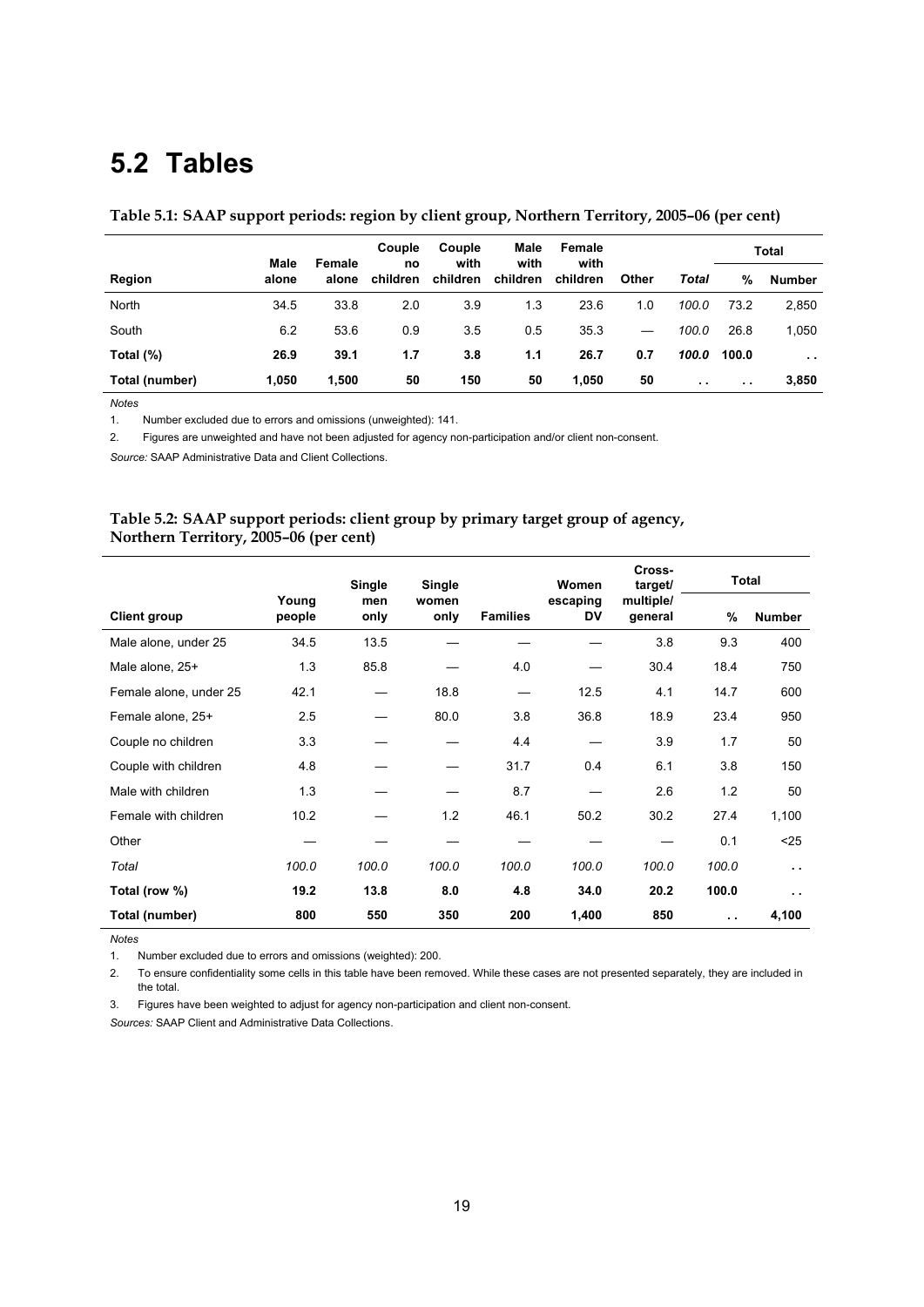# 5.2 Tables

**Table 5.1: SAAP support periods: region by client group, Northern Territory, 2005–06 (per cent)**

| Region | Male alone | Female alone | Couple no children | Couple with children | Male with children | Female with children | Other | *Total* | Total | |
|---|---|---|---|---|---|---|---|---|---|---|
| | | | | | | | | | % | Number |
| North | 34.5 | 33.8 | 2.0 | 3.9 | 1.3 | 23.6 | 1.0 | *100.0* | 73.2 | 2,850 |
| South | 6.2 | 53.6 | 0.9 | 3.5 | 0.5 | 35.3 | — | *100.0* | 26.8 | 1,050 |
| **Total (%)** | **26.9** | **39.1** | **1.7** | **3.8** | **1.1** | **26.7** | **0.7** | ***100.0*** | **100.0** | **. .** |
| **Total (number)** | **1,050** | **1,500** | **50** | **150** | **50** | **1,050** | **50** | **. .** | **. .** | **3,850** |

*Notes*

1. Number excluded due to errors and omissions (unweighted): 141.
2. Figures are unweighted and have not been adjusted for agency non-participation and/or client non-consent.

*Source:* SAAP Administrative Data and Client Collections.

**Table 5.2: SAAP support periods: client group by primary target group of agency, Northern Territory, 2005–06 (per cent)**

| Client group | Young people | Single men only | Single women only | Families | Women escaping DV | Cross-target/ multiple/ general | Total | |
|---|---|---|---|---|---|---|---|---|
| | | | | | | | % | Number |
| Male alone, under 25 | 34.5 | 13.5 | — | — | — | 3.8 | 9.3 | 400 |
| Male alone, 25+ | 1.3 | 85.8 | — | 4.0 | — | 30.4 | 18.4 | 750 |
| Female alone, under 25 | 42.1 | — | 18.8 | — | 12.5 | 4.1 | 14.7 | 600 |
| Female alone, 25+ | 2.5 | — | 80.0 | 3.8 | 36.8 | 18.9 | 23.4 | 950 |
| Couple no children | 3.3 | — | — | 4.4 | — | 3.9 | 1.7 | 50 |
| Couple with children | 4.8 | — | — | 31.7 | 0.4 | 6.1 | 3.8 | 150 |
| Male with children | 1.3 | — | — | 8.7 | — | 2.6 | 1.2 | 50 |
| Female with children | 10.2 | — | 1.2 | 46.1 | 50.2 | 30.2 | 27.4 | 1,100 |
| Other | — | — | — | — | — | — | 0.1 | <25 |
| *Total* | *100.0* | *100.0* | *100.0* | *100.0* | *100.0* | *100.0* | *100.0* | . . |
| **Total (row %)** | **19.2** | **13.8** | **8.0** | **4.8** | **34.0** | **20.2** | **100.0** | **. .** |
| **Total (number)** | **800** | **550** | **350** | **200** | **1,400** | **850** | **. .** | **4,100** |

*Notes*

1. Number excluded due to errors and omissions (weighted): 200.
2. To ensure confidentiality some cells in this table have been removed. While these cases are not presented separately, they are included in the total.
3. Figures have been weighted to adjust for agency non-participation and client non-consent.

*Sources:* SAAP Client and Administrative Data Collections.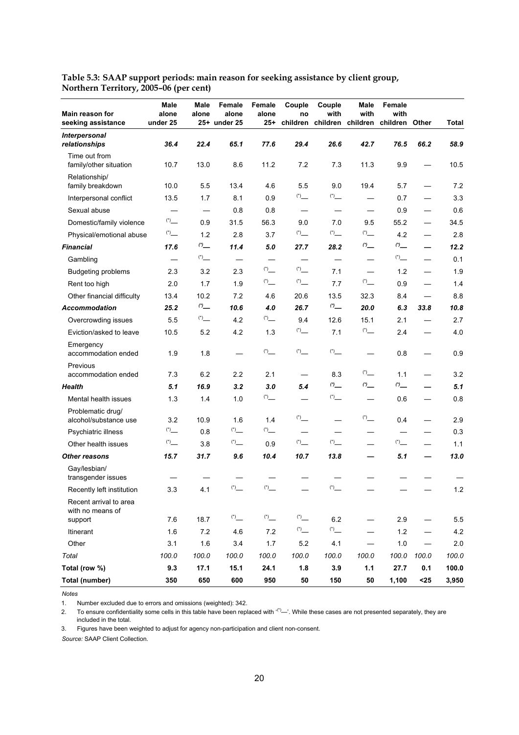**Table 5.3: SAAP support periods: main reason for seeking assistance by client group, Northern Territory, 2005–06 (per cent)**

| Main reason for seeking assistance | Male alone under 25 | Male alone 25+ | Female alone under 25 | Female alone 25+ | Couple no children | Couple with children | Male with children | Female with children | Other | Total |
|---|---|---|---|---|---|---|---|---|---|---|
| ***Interpersonal relationships*** | ***36.4*** | ***22.4*** | ***65.1*** | ***77.6*** | ***29.4*** | ***26.6*** | ***42.7*** | ***76.5*** | ***66.2*** | ***58.9*** |
| Time out from family/other situation | 10.7 | 13.0 | 8.6 | 11.2 | 7.2 | 7.3 | 11.3 | 9.9 | — | 10.5 |
| Relationship/ family breakdown | 10.0 | 5.5 | 13.4 | 4.6 | 5.5 | 9.0 | 19.4 | 5.7 | — | 7.2 |
| Interpersonal conflict | 13.5 | 1.7 | 8.1 | 0.9 | (*)— | (*)— | — | 0.7 | — | 3.3 |
| Sexual abuse | — | — | 0.8 | 0.8 | — | — | — | 0.9 | — | 0.6 |
| Domestic/family violence | (*)— | 0.9 | 31.5 | 56.3 | 9.0 | 7.0 | 9.5 | 55.2 | — | 34.5 |
| Physical/emotional abuse | (*)— | 1.2 | 2.8 | 3.7 | (*)— | (*)— | (*)— | 4.2 | — | 2.8 |
| ***Financial*** | ***17.6*** | ***(*)—*** | ***11.4*** | ***5.0*** | ***27.7*** | ***28.2*** | ***(*)—*** | ***(*)—*** | ***—*** | ***12.2*** |
| Gambling | — | (*)— | — | — | — | — | — | (*)— | — | 0.1 |
| Budgeting problems | 2.3 | 3.2 | 2.3 | (*)— | (*)— | 7.1 | — | 1.2 | — | 1.9 |
| Rent too high | 2.0 | 1.7 | 1.9 | (*)— | (*)— | 7.7 | (*)— | 0.9 | — | 1.4 |
| Other financial difficulty | 13.4 | 10.2 | 7.2 | 4.6 | 20.6 | 13.5 | 32.3 | 8.4 | — | 8.8 |
| ***Accommodation*** | ***25.2*** | ***(*)—*** | ***10.6*** | ***4.0*** | ***26.7*** | ***(*)—*** | ***20.0*** | ***6.3*** | ***33.8*** | ***10.8*** |
| Overcrowding issues | 5.5 | (*)— | 4.2 | (*)— | 9.4 | 12.6 | 15.1 | 2.1 | — | 2.7 |
| Eviction/asked to leave | 10.5 | 5.2 | 4.2 | 1.3 | (*)— | 7.1 | (*)— | 2.4 | — | 4.0 |
| Emergency accommodation ended | 1.9 | 1.8 | — | (*)— | (*)— | (*)— | — | 0.8 | — | 0.9 |
| Previous accommodation ended | 7.3 | 6.2 | 2.2 | 2.1 | — | 8.3 | (*)— | 1.1 | — | 3.2 |
| ***Health*** | ***5.1*** | ***16.9*** | ***3.2*** | ***3.0*** | ***5.4*** | ***(*)—*** | ***(*)—*** | ***(*)—*** | ***—*** | ***5.1*** |
| Mental health issues | 1.3 | 1.4 | 1.0 | (*)— | — | (*)— | — | 0.6 | — | 0.8 |
| Problematic drug/ alcohol/substance use | 3.2 | 10.9 | 1.6 | 1.4 | (*)— | — | (*)— | 0.4 | — | 2.9 |
| Psychiatric illness | (*)— | 0.8 | (*)— | (*)— | — | — | — | — | — | 0.3 |
| Other health issues | (*)— | 3.8 | (*)— | 0.9 | (*)— | (*)— | — | (*)— | — | 1.1 |
| ***Other reasons*** | ***15.7*** | ***31.7*** | ***9.6*** | ***10.4*** | ***10.7*** | ***13.8*** | ***—*** | ***5.1*** | ***—*** | ***13.0*** |
| Gay/lesbian/ transgender issues | — | — | — | — | — | — | — | — | — | — |
| Recently left institution | 3.3 | 4.1 | (*)— | (*)— | — | (*)— | — | — | — | 1.2 |
| Recent arrival to area with no means of support | 7.6 | 18.7 | (*)— | (*)— | (*)— | 6.2 | — | 2.9 | — | 5.5 |
| Itinerant | 1.6 | 7.2 | 4.6 | 7.2 | (*)— | (*)— | — | 1.2 | — | 4.2 |
| Other | 3.1 | 1.6 | 3.4 | 1.7 | 5.2 | 4.1 | — | 1.0 | — | 2.0 |
| *Total* | *100.0* | *100.0* | *100.0* | *100.0* | *100.0* | *100.0* | *100.0* | *100.0* | *100.0* | *100.0* |
| **Total (row %)** | **9.3** | **17.1** | **15.1** | **24.1** | **1.8** | **3.9** | **1.1** | **27.7** | **0.1** | **100.0** |
| **Total (number)** | **350** | **650** | **600** | **950** | **50** | **150** | **50** | **1,100** | **<25** | **3,950** |

*Notes*

1. Number excluded due to errors and omissions (weighted): 342.
2. To ensure confidentiality some cells in this table have been replaced with '(*)—'. While these cases are not presented separately, they are included in the total.
3. Figures have been weighted to adjust for agency non-participation and client non-consent.

*Source:* SAAP Client Collection.